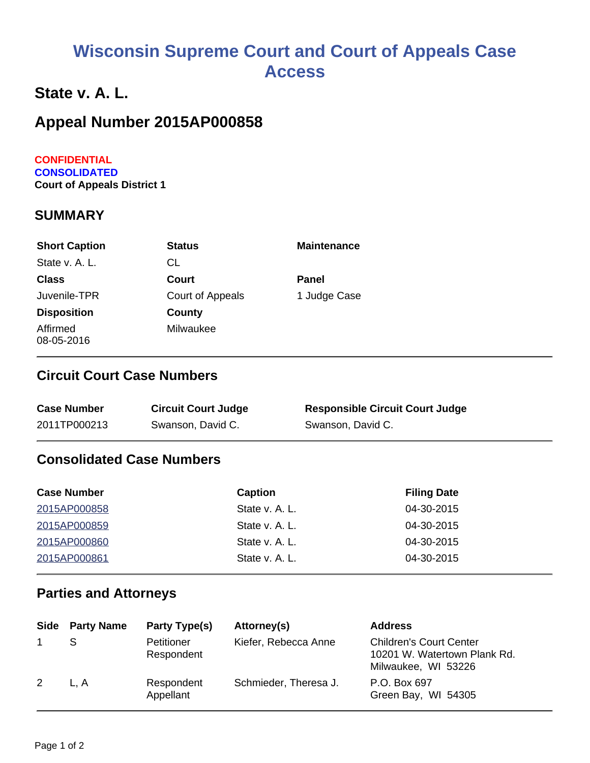# Wisconsin Supreme Court and Court of Appeals Case Access

## State v. A. L.

## Appeal Number 2015AP000858

**CONFIDENTIAL**
**CONSOLIDATED**
**Court of Appeals District 1**

### SUMMARY

| Short Caption | Status | Maintenance |
|---|---|---|
| State v. A. L. | CL | |
| **Class** | **Court** | **Panel** |
| Juvenile-TPR | Court of Appeals | 1 Judge Case |
| **Disposition** | **County** | |
| Affirmed 08-05-2016 | Milwaukee | |

### Circuit Court Case Numbers

| Case Number | Circuit Court Judge | Responsible Circuit Court Judge |
|---|---|---|
| 2011TP000213 | Swanson, David C. | Swanson, David C. |

### Consolidated Case Numbers

| Case Number | Caption | Filing Date |
|---|---|---|
| 2015AP000858 | State v. A. L. | 04-30-2015 |
| 2015AP000859 | State v. A. L. | 04-30-2015 |
| 2015AP000860 | State v. A. L. | 04-30-2015 |
| 2015AP000861 | State v. A. L. | 04-30-2015 |

### Parties and Attorneys

| Side | Party Name | Party Type(s) | Attorney(s) | Address |
|---|---|---|---|---|
| 1 | S | Petitioner Respondent | Kiefer, Rebecca Anne | Children's Court Center 10201 W. Watertown Plank Rd. Milwaukee, WI 53226 |
| 2 | L, A | Respondent Appellant | Schmieder, Theresa J. | P.O. Box 697 Green Bay, WI 54305 |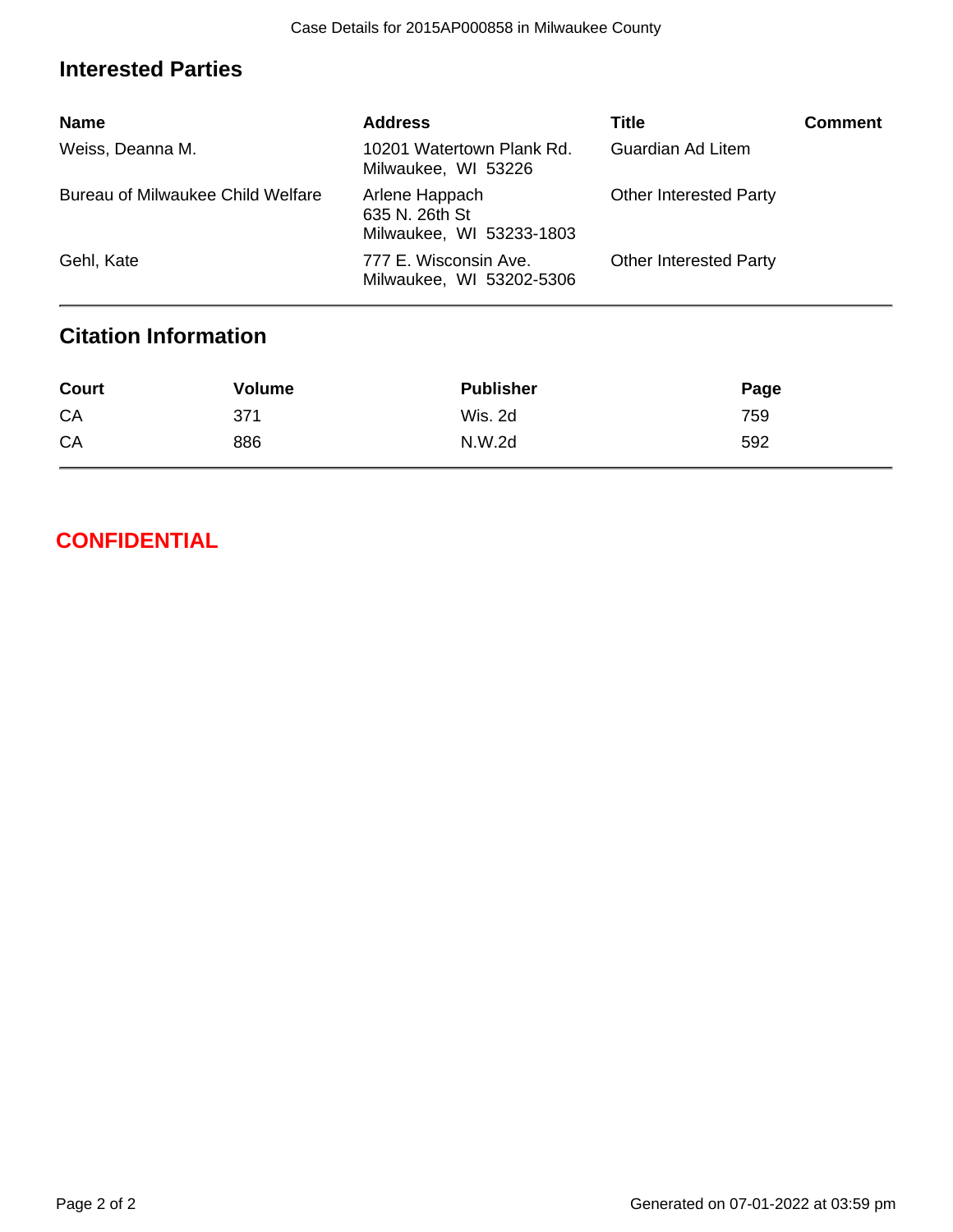## Interested Parties

| Name | Address | Title | Comment |
|---|---|---|---|
| Weiss, Deanna M. | 10201 Watertown Plank Rd. Milwaukee, WI 53226 | Guardian Ad Litem | |
| Bureau of Milwaukee Child Welfare | Arlene Happach 635 N. 26th St Milwaukee, WI 53233-1803 | Other Interested Party | |
| Gehl, Kate | 777 E. Wisconsin Ave. Milwaukee, WI 53202-5306 | Other Interested Party | |

## Citation Information

| Court | Volume | Publisher | Page |
|---|---|---|---|
| CA | 371 | Wis. 2d | 759 |
| CA | 886 | N.W.2d | 592 |

**CONFIDENTIAL**